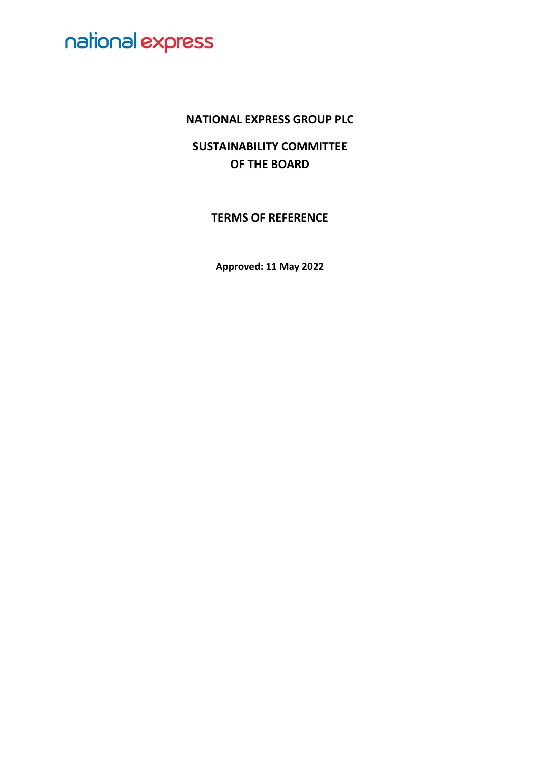national express

# NATIONAL EXPRESS GROUP PLC

## SUSTAINABILITY COMMITTEE OF THE BOARD

## TERMS OF REFERENCE

**Approved: 11 May 2022**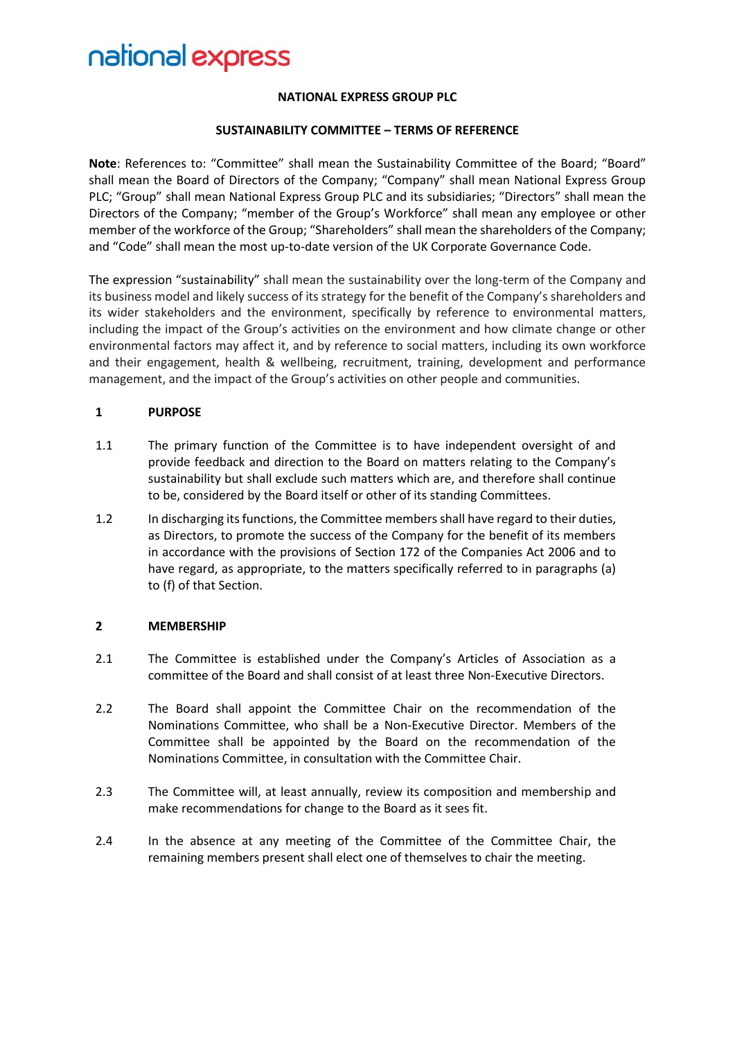**national express**

**NATIONAL EXPRESS GROUP PLC**

**SUSTAINABILITY COMMITTEE – TERMS OF REFERENCE**

**Note**: References to: "Committee" shall mean the Sustainability Committee of the Board; "Board" shall mean the Board of Directors of the Company; "Company" shall mean National Express Group PLC; "Group" shall mean National Express Group PLC and its subsidiaries; "Directors" shall mean the Directors of the Company; "member of the Group's Workforce" shall mean any employee or other member of the workforce of the Group; "Shareholders" shall mean the shareholders of the Company; and "Code" shall mean the most up-to-date version of the UK Corporate Governance Code.

The expression "sustainability" shall mean the sustainability over the long-term of the Company and its business model and likely success of its strategy for the benefit of the Company's shareholders and its wider stakeholders and the environment, specifically by reference to environmental matters, including the impact of the Group's activities on the environment and how climate change or other environmental factors may affect it, and by reference to social matters, including its own workforce and their engagement, health & wellbeing, recruitment, training, development and performance management, and the impact of the Group's activities on other people and communities.

**1 PURPOSE**

1.1 The primary function of the Committee is to have independent oversight of and provide feedback and direction to the Board on matters relating to the Company's sustainability but shall exclude such matters which are, and therefore shall continue to be, considered by the Board itself or other of its standing Committees.

1.2 In discharging its functions, the Committee members shall have regard to their duties, as Directors, to promote the success of the Company for the benefit of its members in accordance with the provisions of Section 172 of the Companies Act 2006 and to have regard, as appropriate, to the matters specifically referred to in paragraphs (a) to (f) of that Section.

**2 MEMBERSHIP**

2.1 The Committee is established under the Company's Articles of Association as a committee of the Board and shall consist of at least three Non-Executive Directors.

2.2 The Board shall appoint the Committee Chair on the recommendation of the Nominations Committee, who shall be a Non-Executive Director. Members of the Committee shall be appointed by the Board on the recommendation of the Nominations Committee, in consultation with the Committee Chair.

2.3 The Committee will, at least annually, review its composition and membership and make recommendations for change to the Board as it sees fit.

2.4 In the absence at any meeting of the Committee of the Committee Chair, the remaining members present shall elect one of themselves to chair the meeting.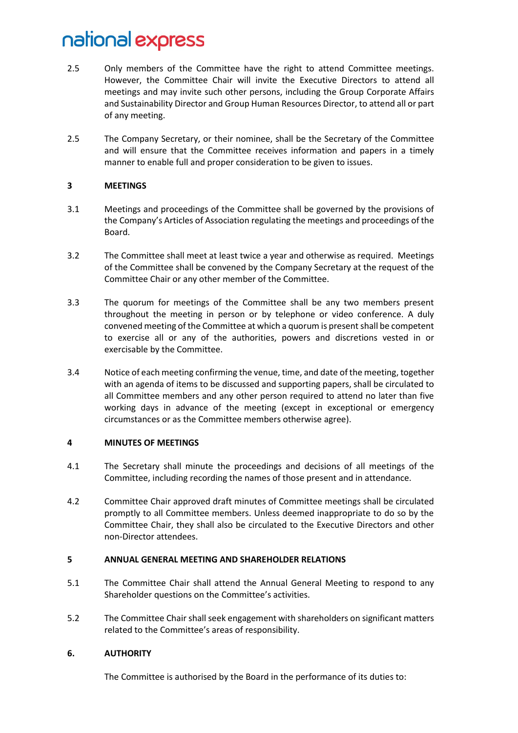2.5 Only members of the Committee have the right to attend Committee meetings. However, the Committee Chair will invite the Executive Directors to attend all meetings and may invite such other persons, including the Group Corporate Affairs and Sustainability Director and Group Human Resources Director, to attend all or part of any meeting.

2.5 The Company Secretary, or their nominee, shall be the Secretary of the Committee and will ensure that the Committee receives information and papers in a timely manner to enable full and proper consideration to be given to issues.

## 3 MEETINGS

3.1 Meetings and proceedings of the Committee shall be governed by the provisions of the Company's Articles of Association regulating the meetings and proceedings of the Board.

3.2 The Committee shall meet at least twice a year and otherwise as required. Meetings of the Committee shall be convened by the Company Secretary at the request of the Committee Chair or any other member of the Committee.

3.3 The quorum for meetings of the Committee shall be any two members present throughout the meeting in person or by telephone or video conference. A duly convened meeting of the Committee at which a quorum is present shall be competent to exercise all or any of the authorities, powers and discretions vested in or exercisable by the Committee.

3.4 Notice of each meeting confirming the venue, time, and date of the meeting, together with an agenda of items to be discussed and supporting papers, shall be circulated to all Committee members and any other person required to attend no later than five working days in advance of the meeting (except in exceptional or emergency circumstances or as the Committee members otherwise agree).

## 4 MINUTES OF MEETINGS

4.1 The Secretary shall minute the proceedings and decisions of all meetings of the Committee, including recording the names of those present and in attendance.

4.2 Committee Chair approved draft minutes of Committee meetings shall be circulated promptly to all Committee members. Unless deemed inappropriate to do so by the Committee Chair, they shall also be circulated to the Executive Directors and other non-Director attendees.

## 5 ANNUAL GENERAL MEETING AND SHAREHOLDER RELATIONS

5.1 The Committee Chair shall attend the Annual General Meeting to respond to any Shareholder questions on the Committee's activities.

5.2 The Committee Chair shall seek engagement with shareholders on significant matters related to the Committee's areas of responsibility.

## 6. AUTHORITY

The Committee is authorised by the Board in the performance of its duties to: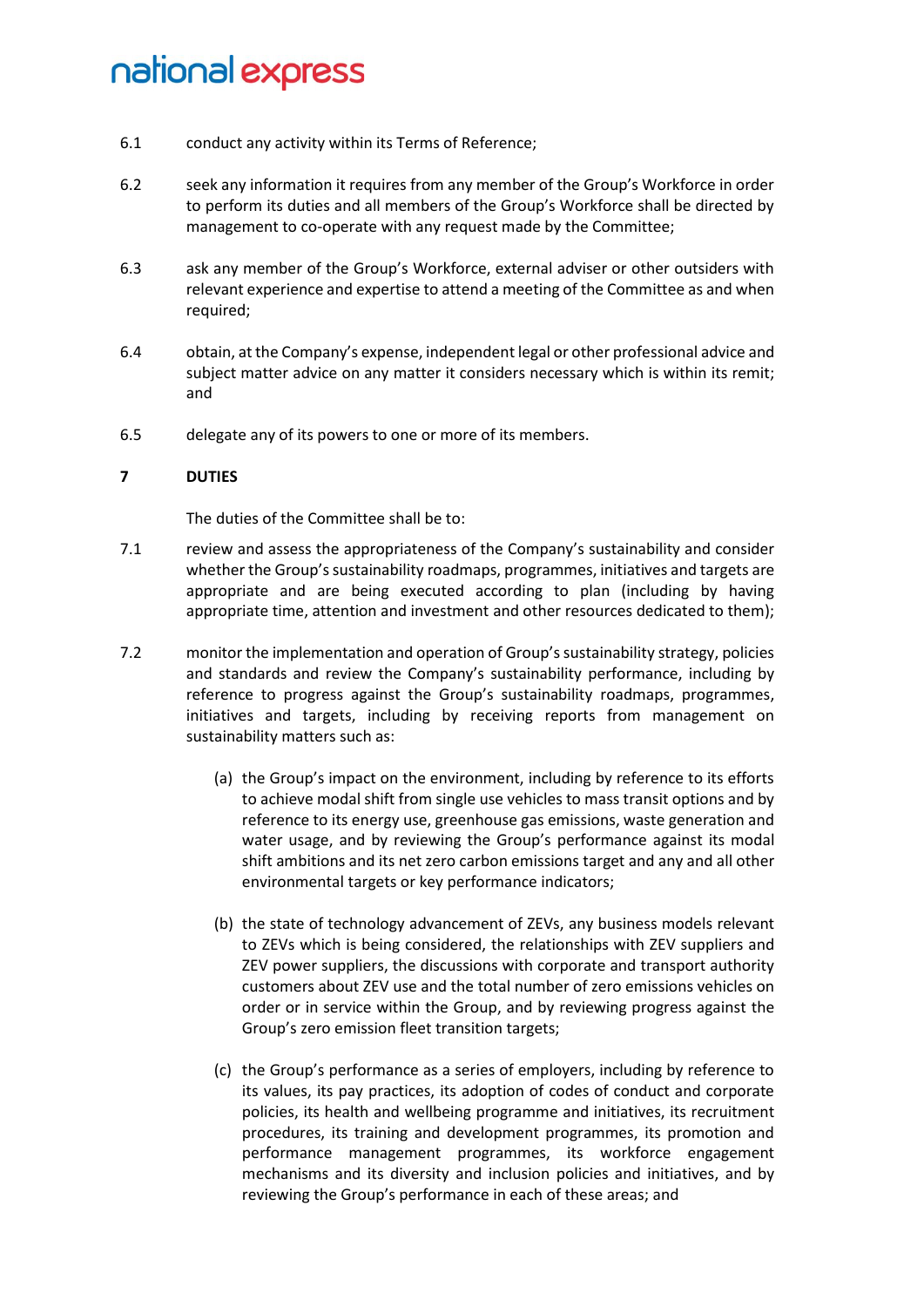6.1 conduct any activity within its Terms of Reference;

6.2 seek any information it requires from any member of the Group's Workforce in order to perform its duties and all members of the Group's Workforce shall be directed by management to co-operate with any request made by the Committee;

6.3 ask any member of the Group's Workforce, external adviser or other outsiders with relevant experience and expertise to attend a meeting of the Committee as and when required;

6.4 obtain, at the Company's expense, independent legal or other professional advice and subject matter advice on any matter it considers necessary which is within its remit; and

6.5 delegate any of its powers to one or more of its members.

## 7 DUTIES

The duties of the Committee shall be to:

7.1 review and assess the appropriateness of the Company's sustainability and consider whether the Group's sustainability roadmaps, programmes, initiatives and targets are appropriate and are being executed according to plan (including by having appropriate time, attention and investment and other resources dedicated to them);

7.2 monitor the implementation and operation of Group's sustainability strategy, policies and standards and review the Company's sustainability performance, including by reference to progress against the Group's sustainability roadmaps, programmes, initiatives and targets, including by receiving reports from management on sustainability matters such as:

(a) the Group's impact on the environment, including by reference to its efforts to achieve modal shift from single use vehicles to mass transit options and by reference to its energy use, greenhouse gas emissions, waste generation and water usage, and by reviewing the Group's performance against its modal shift ambitions and its net zero carbon emissions target and any and all other environmental targets or key performance indicators;

(b) the state of technology advancement of ZEVs, any business models relevant to ZEVs which is being considered, the relationships with ZEV suppliers and ZEV power suppliers, the discussions with corporate and transport authority customers about ZEV use and the total number of zero emissions vehicles on order or in service within the Group, and by reviewing progress against the Group's zero emission fleet transition targets;

(c) the Group's performance as a series of employers, including by reference to its values, its pay practices, its adoption of codes of conduct and corporate policies, its health and wellbeing programme and initiatives, its recruitment procedures, its training and development programmes, its promotion and performance management programmes, its workforce engagement mechanisms and its diversity and inclusion policies and initiatives, and by reviewing the Group's performance in each of these areas; and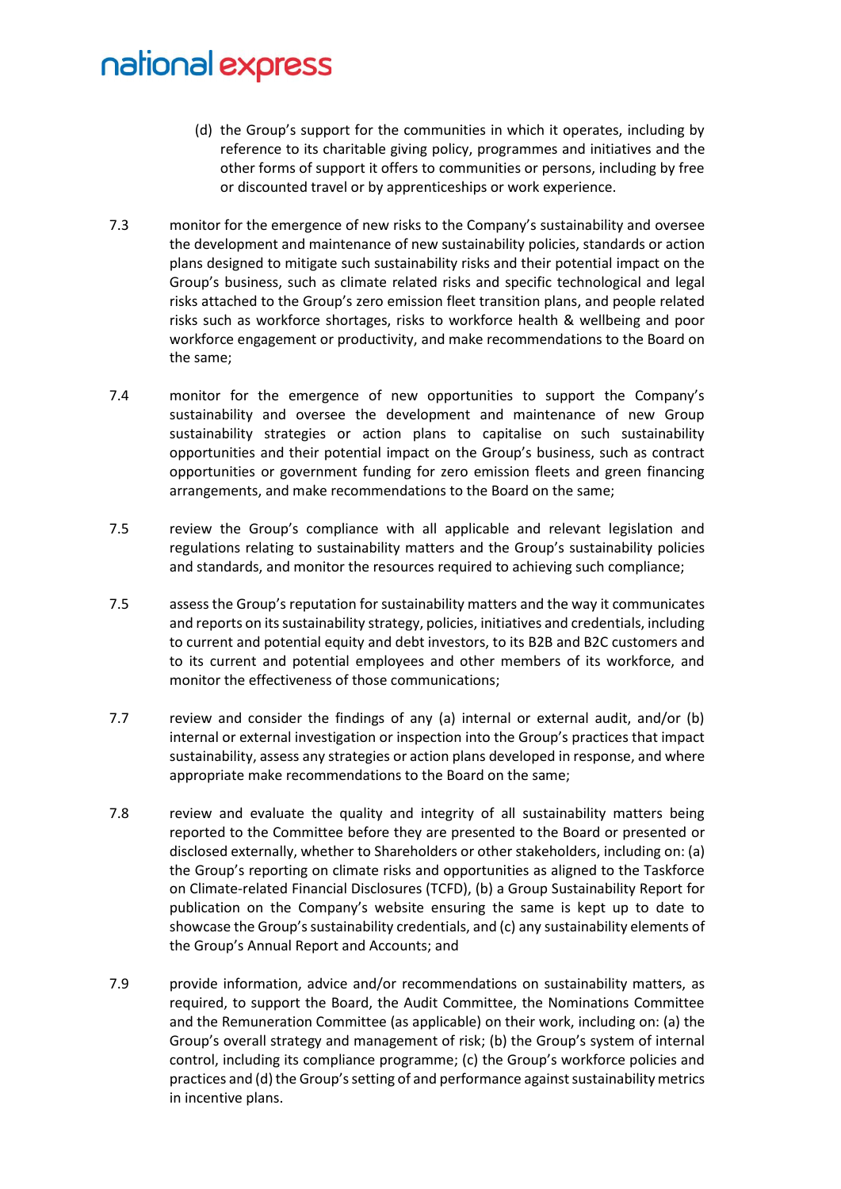(d) the Group's support for the communities in which it operates, including by reference to its charitable giving policy, programmes and initiatives and the other forms of support it offers to communities or persons, including by free or discounted travel or by apprenticeships or work experience.

7.3 monitor for the emergence of new risks to the Company's sustainability and oversee the development and maintenance of new sustainability policies, standards or action plans designed to mitigate such sustainability risks and their potential impact on the Group's business, such as climate related risks and specific technological and legal risks attached to the Group's zero emission fleet transition plans, and people related risks such as workforce shortages, risks to workforce health & wellbeing and poor workforce engagement or productivity, and make recommendations to the Board on the same;

7.4 monitor for the emergence of new opportunities to support the Company's sustainability and oversee the development and maintenance of new Group sustainability strategies or action plans to capitalise on such sustainability opportunities and their potential impact on the Group's business, such as contract opportunities or government funding for zero emission fleets and green financing arrangements, and make recommendations to the Board on the same;

7.5 review the Group's compliance with all applicable and relevant legislation and regulations relating to sustainability matters and the Group's sustainability policies and standards, and monitor the resources required to achieving such compliance;

7.5 assess the Group's reputation for sustainability matters and the way it communicates and reports on its sustainability strategy, policies, initiatives and credentials, including to current and potential equity and debt investors, to its B2B and B2C customers and to its current and potential employees and other members of its workforce, and monitor the effectiveness of those communications;

7.7 review and consider the findings of any (a) internal or external audit, and/or (b) internal or external investigation or inspection into the Group's practices that impact sustainability, assess any strategies or action plans developed in response, and where appropriate make recommendations to the Board on the same;

7.8 review and evaluate the quality and integrity of all sustainability matters being reported to the Committee before they are presented to the Board or presented or disclosed externally, whether to Shareholders or other stakeholders, including on: (a) the Group's reporting on climate risks and opportunities as aligned to the Taskforce on Climate-related Financial Disclosures (TCFD), (b) a Group Sustainability Report for publication on the Company's website ensuring the same is kept up to date to showcase the Group's sustainability credentials, and (c) any sustainability elements of the Group's Annual Report and Accounts; and

7.9 provide information, advice and/or recommendations on sustainability matters, as required, to support the Board, the Audit Committee, the Nominations Committee and the Remuneration Committee (as applicable) on their work, including on: (a) the Group's overall strategy and management of risk; (b) the Group's system of internal control, including its compliance programme; (c) the Group's workforce policies and practices and (d) the Group's setting of and performance against sustainability metrics in incentive plans.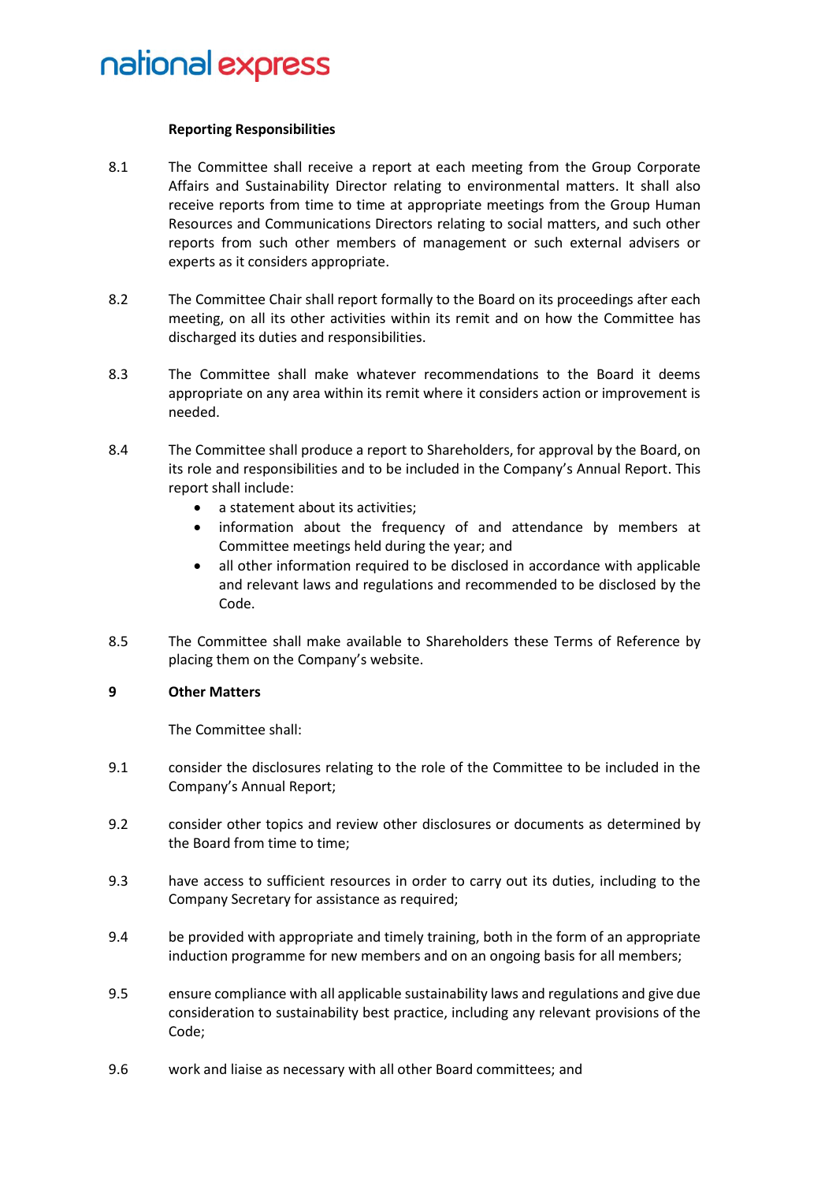**Reporting Responsibilities**

8.1 The Committee shall receive a report at each meeting from the Group Corporate Affairs and Sustainability Director relating to environmental matters. It shall also receive reports from time to time at appropriate meetings from the Group Human Resources and Communications Directors relating to social matters, and such other reports from such other members of management or such external advisers or experts as it considers appropriate.

8.2 The Committee Chair shall report formally to the Board on its proceedings after each meeting, on all its other activities within its remit and on how the Committee has discharged its duties and responsibilities.

8.3 The Committee shall make whatever recommendations to the Board it deems appropriate on any area within its remit where it considers action or improvement is needed.

8.4 The Committee shall produce a report to Shareholders, for approval by the Board, on its role and responsibilities and to be included in the Company's Annual Report. This report shall include:

- a statement about its activities;
- information about the frequency of and attendance by members at Committee meetings held during the year; and
- all other information required to be disclosed in accordance with applicable and relevant laws and regulations and recommended to be disclosed by the Code.

8.5 The Committee shall make available to Shareholders these Terms of Reference by placing them on the Company's website.

## 9 Other Matters

The Committee shall:

9.1 consider the disclosures relating to the role of the Committee to be included in the Company's Annual Report;

9.2 consider other topics and review other disclosures or documents as determined by the Board from time to time;

9.3 have access to sufficient resources in order to carry out its duties, including to the Company Secretary for assistance as required;

9.4 be provided with appropriate and timely training, both in the form of an appropriate induction programme for new members and on an ongoing basis for all members;

9.5 ensure compliance with all applicable sustainability laws and regulations and give due consideration to sustainability best practice, including any relevant provisions of the Code;

9.6 work and liaise as necessary with all other Board committees; and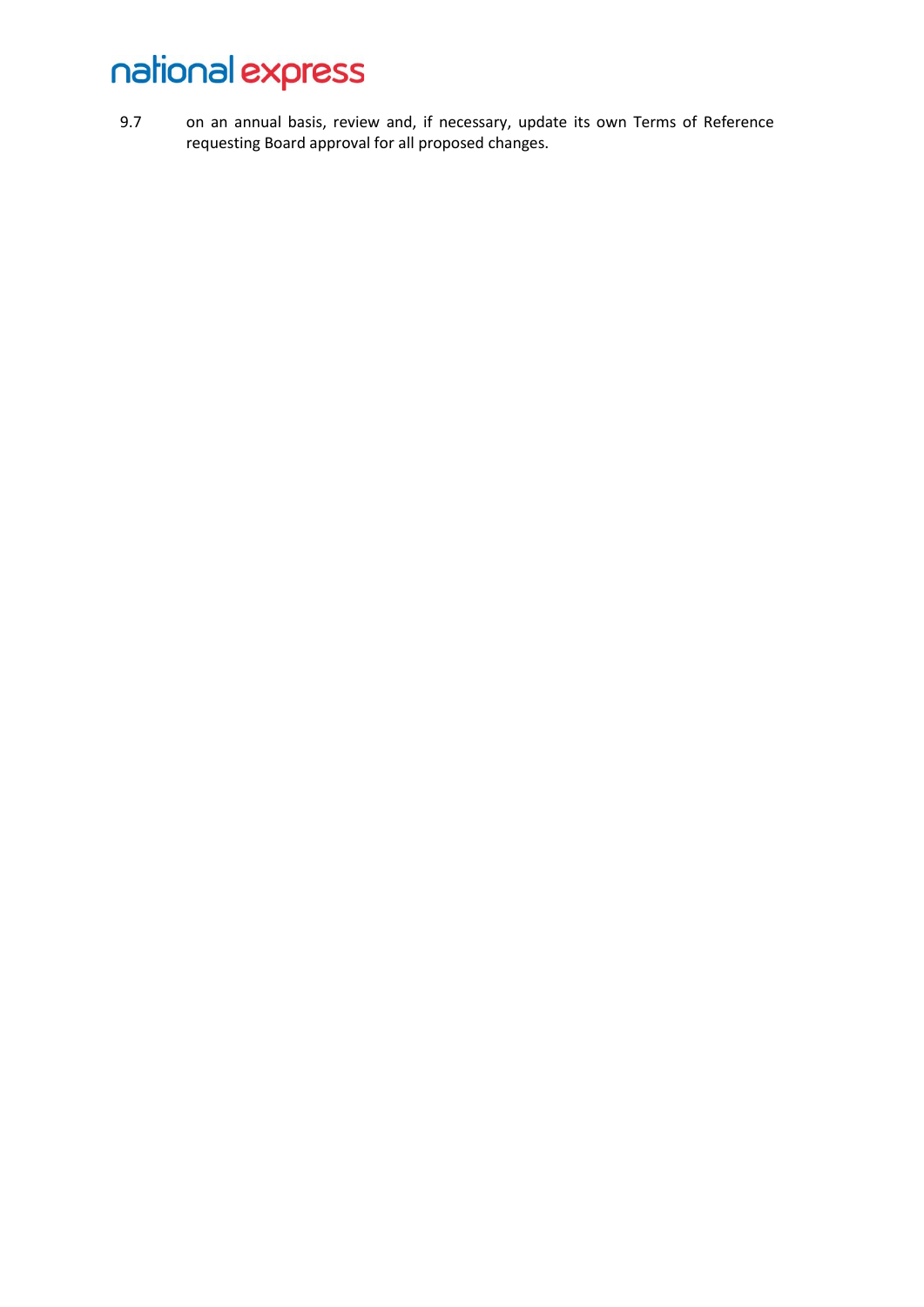9.7 on an annual basis, review and, if necessary, update its own Terms of Reference requesting Board approval for all proposed changes.